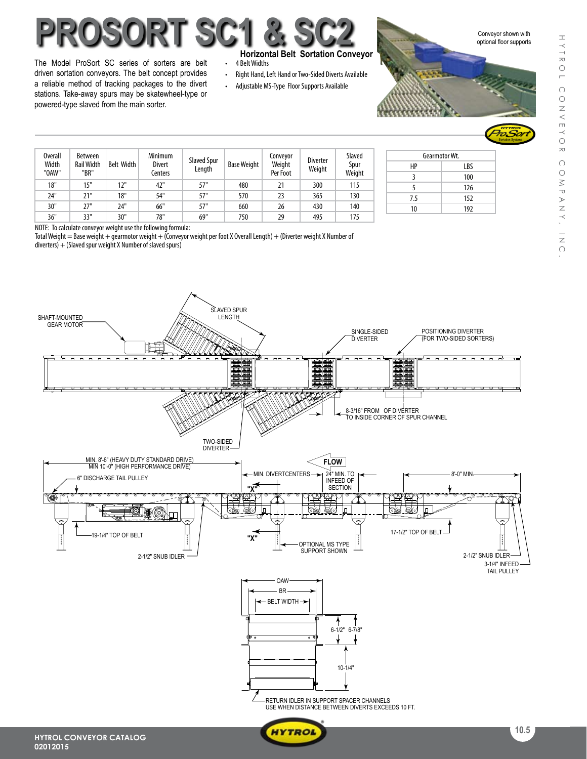# PROSORT SC1 & SC2

## Horizontal Belt Sortation Conveyor

The Model ProSort SC series of sorters are belt driven sortation conveyors. The belt concept provides a reliable method of tracking packages to the divert stations. Take-away spurs may be skatewheel-type or powered-type slaved from the main sorter.

- 4 Belt Widths
- Right Hand, Left Hand or Two-Sided Diverts Available
- Adjustable MS-Type Floor Supports Available

Conveyor shown with optional floor supports

| Overall Width "OAW" | Between Rail Width "BR" | Belt Width | Minimum Divert Centers | Slaved Spur Length | Base Weight | Conveyor Weight Per Foot | Diverter Weight | Slaved Spur Weight |
|---|---|---|---|---|---|---|---|---|
| 18" | 15" | 12" | 42" | 57" | 480 | 21 | 300 | 115 |
| 24" | 21" | 18" | 54" | 57" | 570 | 23 | 365 | 130 |
| 30" | 27" | 24" | 66" | 57" | 660 | 26 | 430 | 140 |
| 36" | 33" | 30" | 78" | 69" | 750 | 29 | 495 | 175 |

| Gearmotor Wt. | |
|---|---|
| HP | LBS |
| 3 | 100 |
| 5 | 126 |
| 7.5 | 152 |
| 10 | 192 |

NOTE: To calculate conveyor weight use the following formula:
Total Weight = Base weight + gearmotor weight + (Conveyor weight per foot X Overall Length) + (Diverter weight X Number of diverters) + (Slaved spur weight X Number of slaved spurs)

SHAFT-MOUNTED GEAR MOTOR
SLAVED SPUR LENGTH
SINGLE-SIDED DIVERTER
POSITIONING DIVERTER (FOR TWO-SIDED SORTERS)
8-3/16" FROM OF DIVERTER TO INSIDE CORNER OF SPUR CHANNEL
TWO-SIDED DIVERTER

MIN. 8'-6" (HEAVY DUTY STANDARD DRIVE)
MIN 10'-0" (HIGH PERFORMANCE DRIVE)
6" DISCHARGE TAIL PULLEY
FLOW
MIN. DIVERTCENTERS
24" MIN. TO INFEED OF SECTION
8'-0" MIN.
"X"
19-1/4" TOP OF BELT
2-1/2" SNUB IDLER
OPTIONAL MS TYPE SUPPORT SHOWN
17-1/2" TOP OF BELT
2-1/2" SNUB IDLER
3-1/4" INFEED TAIL PULLEY

OAW
BR
BELT WIDTH
6-1/2"
6-7/8"
10-1/4"
RETURN IDLER IN SUPPORT SPACER CHANNELS
USE WHEN DISTANCE BETWEEN DIVERTS EXCEEDS 10 FT.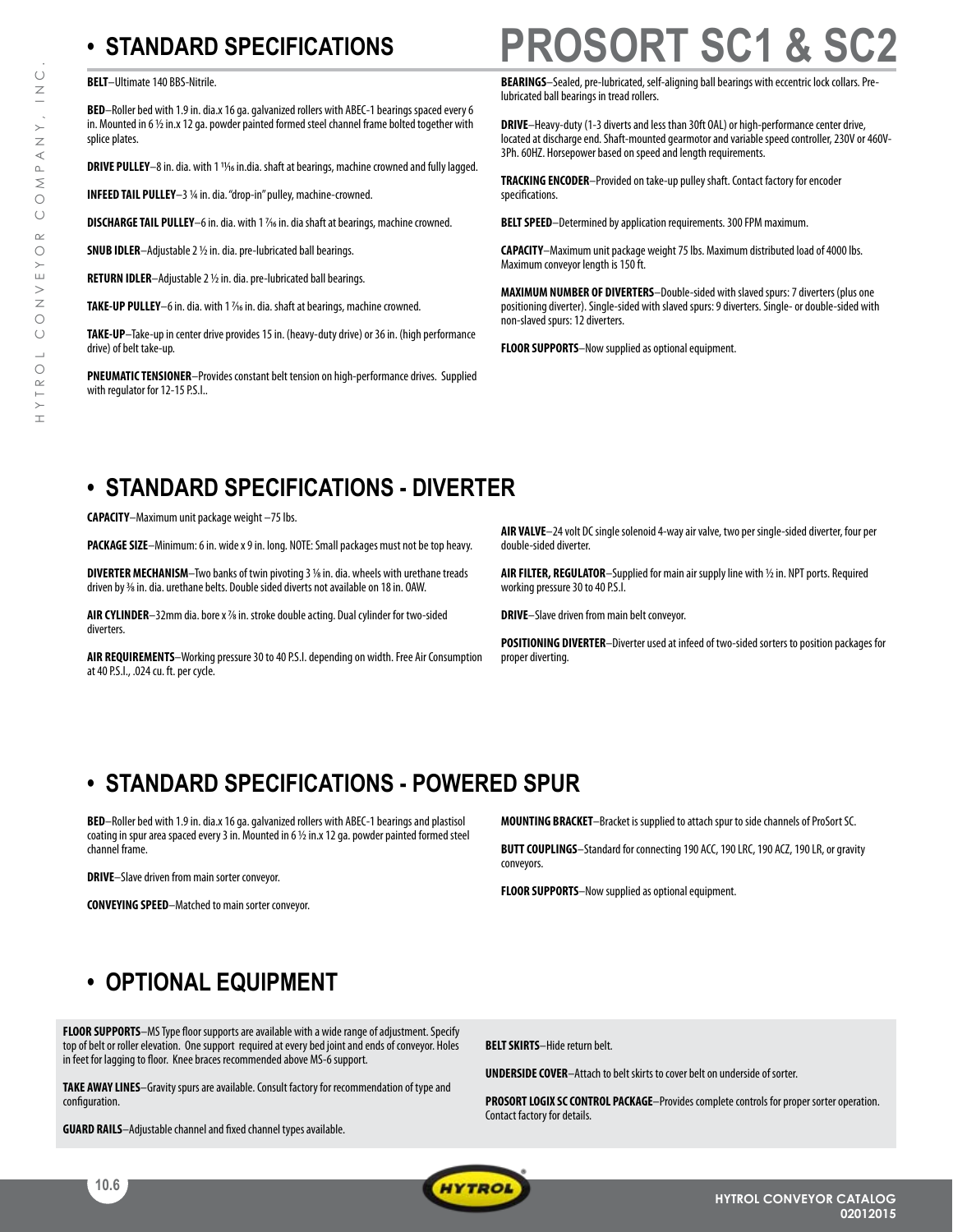# PROSORT SC1 & SC2

## • STANDARD SPECIFICATIONS

**BELT**–Ultimate 140 BBS-Nitrile.

**BED**–Roller bed with 1.9 in. dia.x 16 ga. galvanized rollers with ABEC-1 bearings spaced every 6 in. Mounted in 6 ½ in.x 12 ga. powder painted formed steel channel frame bolted together with splice plates.

**DRIVE PULLEY**–8 in. dia. with 1 11⁄16 in.dia. shaft at bearings, machine crowned and fully lagged.

**INFEED TAIL PULLEY**–3 ¼ in. dia. "drop-in" pulley, machine-crowned.

**DISCHARGE TAIL PULLEY**–6 in. dia. with 1 7⁄16 in. dia shaft at bearings, machine crowned.

**SNUB IDLER**–Adjustable 2 ½ in. dia. pre-lubricated ball bearings.

**RETURN IDLER**–Adjustable 2 ½ in. dia. pre-lubricated ball bearings.

**TAKE-UP PULLEY**–6 in. dia. with 1 7⁄16 in. dia. shaft at bearings, machine crowned.

**TAKE-UP**–Take-up in center drive provides 15 in. (heavy-duty drive) or 36 in. (high performance drive) of belt take-up.

**PNEUMATIC TENSIONER**–Provides constant belt tension on high-performance drives. Supplied with regulator for 12-15 P.S.I..

**BEARINGS**–Sealed, pre-lubricated, self-aligning ball bearings with eccentric lock collars. Pre-lubricated ball bearings in tread rollers.

**DRIVE**–Heavy-duty (1-3 diverts and less than 30ft OAL) or high-performance center drive, located at discharge end. Shaft-mounted gearmotor and variable speed controller, 230V or 460V-3Ph. 60HZ. Horsepower based on speed and length requirements.

**TRACKING ENCODER**–Provided on take-up pulley shaft. Contact factory for encoder specifications.

**BELT SPEED**–Determined by application requirements. 300 FPM maximum.

**CAPACITY**–Maximum unit package weight 75 lbs. Maximum distributed load of 4000 lbs. Maximum conveyor length is 150 ft.

**MAXIMUM NUMBER OF DIVERTERS**–Double-sided with slaved spurs: 7 diverters (plus one positioning diverter). Single-sided with slaved spurs: 9 diverters. Single- or double-sided with non-slaved spurs: 12 diverters.

**FLOOR SUPPORTS**–Now supplied as optional equipment.

## • STANDARD SPECIFICATIONS - DIVERTER

**CAPACITY**–Maximum unit package weight –75 lbs.

**PACKAGE SIZE**–Minimum: 6 in. wide x 9 in. long. NOTE: Small packages must not be top heavy.

**DIVERTER MECHANISM**–Two banks of twin pivoting 3 ⅛ in. dia. wheels with urethane treads driven by ⅜ in. dia. urethane belts. Double sided diverts not available on 18 in. OAW.

**AIR CYLINDER**–32mm dia. bore x ⅞ in. stroke double acting. Dual cylinder for two-sided diverters.

**AIR REQUIREMENTS**–Working pressure 30 to 40 P.S.I. depending on width. Free Air Consumption at 40 P.S.I., .024 cu. ft. per cycle.

**AIR VALVE**–24 volt DC single solenoid 4-way air valve, two per single-sided diverter, four per double-sided diverter.

**AIR FILTER, REGULATOR**–Supplied for main air supply line with ½ in. NPT ports. Required working pressure 30 to 40 P.S.I.

**DRIVE**–Slave driven from main belt conveyor.

**POSITIONING DIVERTER**–Diverter used at infeed of two-sided sorters to position packages for proper diverting.

## • STANDARD SPECIFICATIONS - POWERED SPUR

**BED**–Roller bed with 1.9 in. dia.x 16 ga. galvanized rollers with ABEC-1 bearings and plastisol coating in spur area spaced every 3 in. Mounted in 6 ½ in.x 12 ga. powder painted formed steel channel frame.

**DRIVE**–Slave driven from main sorter conveyor.

**CONVEYING SPEED**–Matched to main sorter conveyor.

**MOUNTING BRACKET**–Bracket is supplied to attach spur to side channels of ProSort SC.

**BUTT COUPLINGS**–Standard for connecting 190 ACC, 190 LRC, 190 ACZ, 190 LR, or gravity conveyors.

**FLOOR SUPPORTS**–Now supplied as optional equipment.

## • OPTIONAL EQUIPMENT

**FLOOR SUPPORTS**–MS Type floor supports are available with a wide range of adjustment. Specify top of belt or roller elevation. One support required at every bed joint and ends of conveyor. Holes in feet for lagging to floor. Knee braces recommended above MS-6 support.

**TAKE AWAY LINES**–Gravity spurs are available. Consult factory for recommendation of type and configuration.

**GUARD RAILS**–Adjustable channel and fixed channel types available.

**BELT SKIRTS**–Hide return belt.

**UNDERSIDE COVER**–Attach to belt skirts to cover belt on underside of sorter.

**PROSORT LOGIX SC CONTROL PACKAGE**–Provides complete controls for proper sorter operation. Contact factory for details.